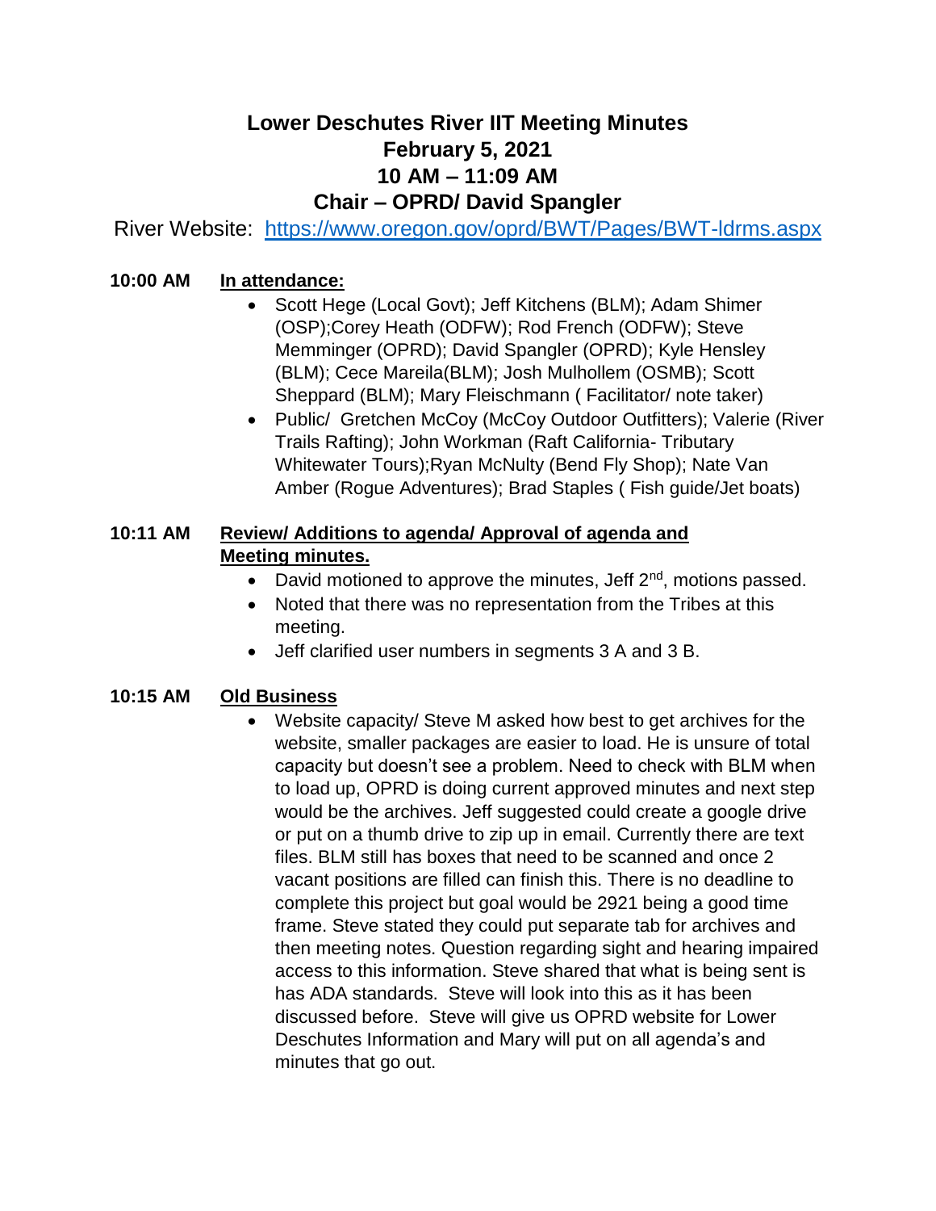# Lower Deschutes River IIT Meeting Minutes
## February 5, 2021
## 10 AM – 11:09 AM
## Chair – OPRD/ David Spangler

River Website: https://www.oregon.gov/oprd/BWT/Pages/BWT-ldrms.aspx

**10:00 AM** **In attendance:**

- Scott Hege (Local Govt); Jeff Kitchens (BLM); Adam Shimer (OSP);Corey Heath (ODFW); Rod French (ODFW); Steve Memminger (OPRD); David Spangler (OPRD); Kyle Hensley (BLM); Cece Mareila(BLM); Josh Mulhollem (OSMB); Scott Sheppard (BLM); Mary Fleischmann ( Facilitator/ note taker)
- Public/ Gretchen McCoy (McCoy Outdoor Outfitters); Valerie (River Trails Rafting); John Workman (Raft California- Tributary Whitewater Tours);Ryan McNulty (Bend Fly Shop); Nate Van Amber (Rogue Adventures); Brad Staples ( Fish guide/Jet boats)

**10:11 AM** **Review/ Additions to agenda/ Approval of agenda and Meeting minutes.**

- David motioned to approve the minutes, Jeff 2nd, motions passed.
- Noted that there was no representation from the Tribes at this meeting.
- Jeff clarified user numbers in segments 3 A and 3 B.

**10:15 AM** **Old Business**

- Website capacity/ Steve M asked how best to get archives for the website, smaller packages are easier to load. He is unsure of total capacity but doesn't see a problem. Need to check with BLM when to load up, OPRD is doing current approved minutes and next step would be the archives. Jeff suggested could create a google drive or put on a thumb drive to zip up in email. Currently there are text files. BLM still has boxes that need to be scanned and once 2 vacant positions are filled can finish this. There is no deadline to complete this project but goal would be 2921 being a good time frame. Steve stated they could put separate tab for archives and then meeting notes. Question regarding sight and hearing impaired access to this information. Steve shared that what is being sent is has ADA standards. Steve will look into this as it has been discussed before. Steve will give us OPRD website for Lower Deschutes Information and Mary will put on all agenda's and minutes that go out.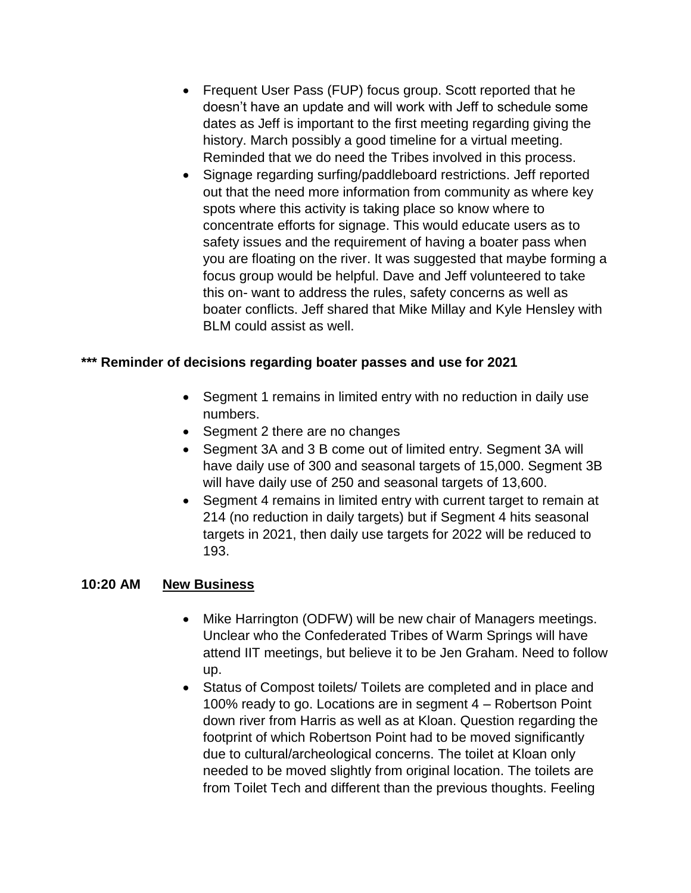- Frequent User Pass (FUP) focus group. Scott reported that he doesn't have an update and will work with Jeff to schedule some dates as Jeff is important to the first meeting regarding giving the history. March possibly a good timeline for a virtual meeting. Reminded that we do need the Tribes involved in this process.
- Signage regarding surfing/paddleboard restrictions. Jeff reported out that the need more information from community as where key spots where this activity is taking place so know where to concentrate efforts for signage. This would educate users as to safety issues and the requirement of having a boater pass when you are floating on the river. It was suggested that maybe forming a focus group would be helpful. Dave and Jeff volunteered to take this on- want to address the rules, safety concerns as well as boater conflicts. Jeff shared that Mike Millay and Kyle Hensley with BLM could assist as well.

**\*\*\* Reminder of decisions regarding boater passes and use for 2021**

- Segment 1 remains in limited entry with no reduction in daily use numbers.
- Segment 2 there are no changes
- Segment 3A and 3 B come out of limited entry. Segment 3A will have daily use of 300 and seasonal targets of 15,000. Segment 3B will have daily use of 250 and seasonal targets of 13,600.
- Segment 4 remains in limited entry with current target to remain at 214 (no reduction in daily targets) but if Segment 4 hits seasonal targets in 2021, then daily use targets for 2022 will be reduced to 193.

**10:20 AM** **<u>New Business</u>**

- Mike Harrington (ODFW) will be new chair of Managers meetings. Unclear who the Confederated Tribes of Warm Springs will have attend IIT meetings, but believe it to be Jen Graham. Need to follow up.
- Status of Compost toilets/ Toilets are completed and in place and 100% ready to go. Locations are in segment 4 – Robertson Point down river from Harris as well as at Kloan. Question regarding the footprint of which Robertson Point had to be moved significantly due to cultural/archeological concerns. The toilet at Kloan only needed to be moved slightly from original location. The toilets are from Toilet Tech and different than the previous thoughts. Feeling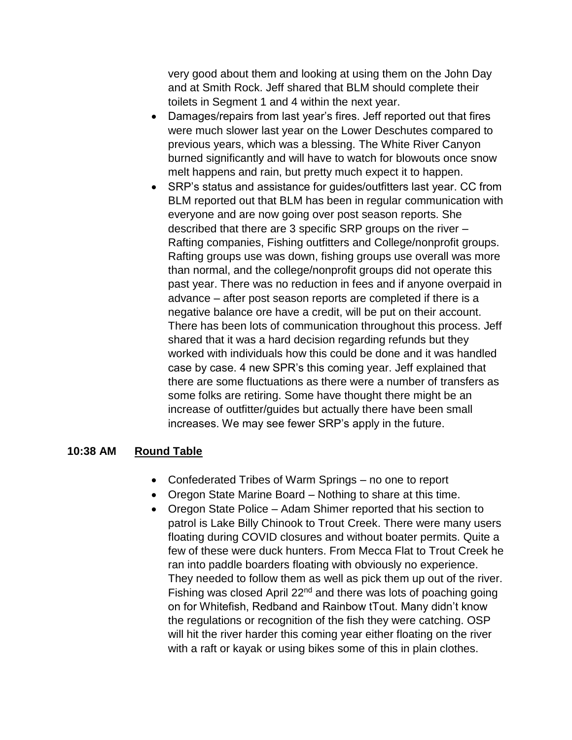very good about them and looking at using them on the John Day and at Smith Rock. Jeff shared that BLM should complete their toilets in Segment 1 and 4 within the next year.

- Damages/repairs from last year's fires. Jeff reported out that fires were much slower last year on the Lower Deschutes compared to previous years, which was a blessing. The White River Canyon burned significantly and will have to watch for blowouts once snow melt happens and rain, but pretty much expect it to happen.
- SRP's status and assistance for guides/outfitters last year. CC from BLM reported out that BLM has been in regular communication with everyone and are now going over post season reports. She described that there are 3 specific SRP groups on the river – Rafting companies, Fishing outfitters and College/nonprofit groups. Rafting groups use was down, fishing groups use overall was more than normal, and the college/nonprofit groups did not operate this past year. There was no reduction in fees and if anyone overpaid in advance – after post season reports are completed if there is a negative balance ore have a credit, will be put on their account. There has been lots of communication throughout this process. Jeff shared that it was a hard decision regarding refunds but they worked with individuals how this could be done and it was handled case by case. 4 new SPR's this coming year. Jeff explained that there are some fluctuations as there were a number of transfers as some folks are retiring. Some have thought there might be an increase of outfitter/guides but actually there have been small increases. We may see fewer SRP's apply in the future.

**10:38 AM** **Round Table**

- Confederated Tribes of Warm Springs – no one to report
- Oregon State Marine Board – Nothing to share at this time.
- Oregon State Police – Adam Shimer reported that his section to patrol is Lake Billy Chinook to Trout Creek. There were many users floating during COVID closures and without boater permits. Quite a few of these were duck hunters. From Mecca Flat to Trout Creek he ran into paddle boarders floating with obviously no experience. They needed to follow them as well as pick them up out of the river. Fishing was closed April 22nd and there was lots of poaching going on for Whitefish, Redband and Rainbow tTout. Many didn't know the regulations or recognition of the fish they were catching. OSP will hit the river harder this coming year either floating on the river with a raft or kayak or using bikes some of this in plain clothes.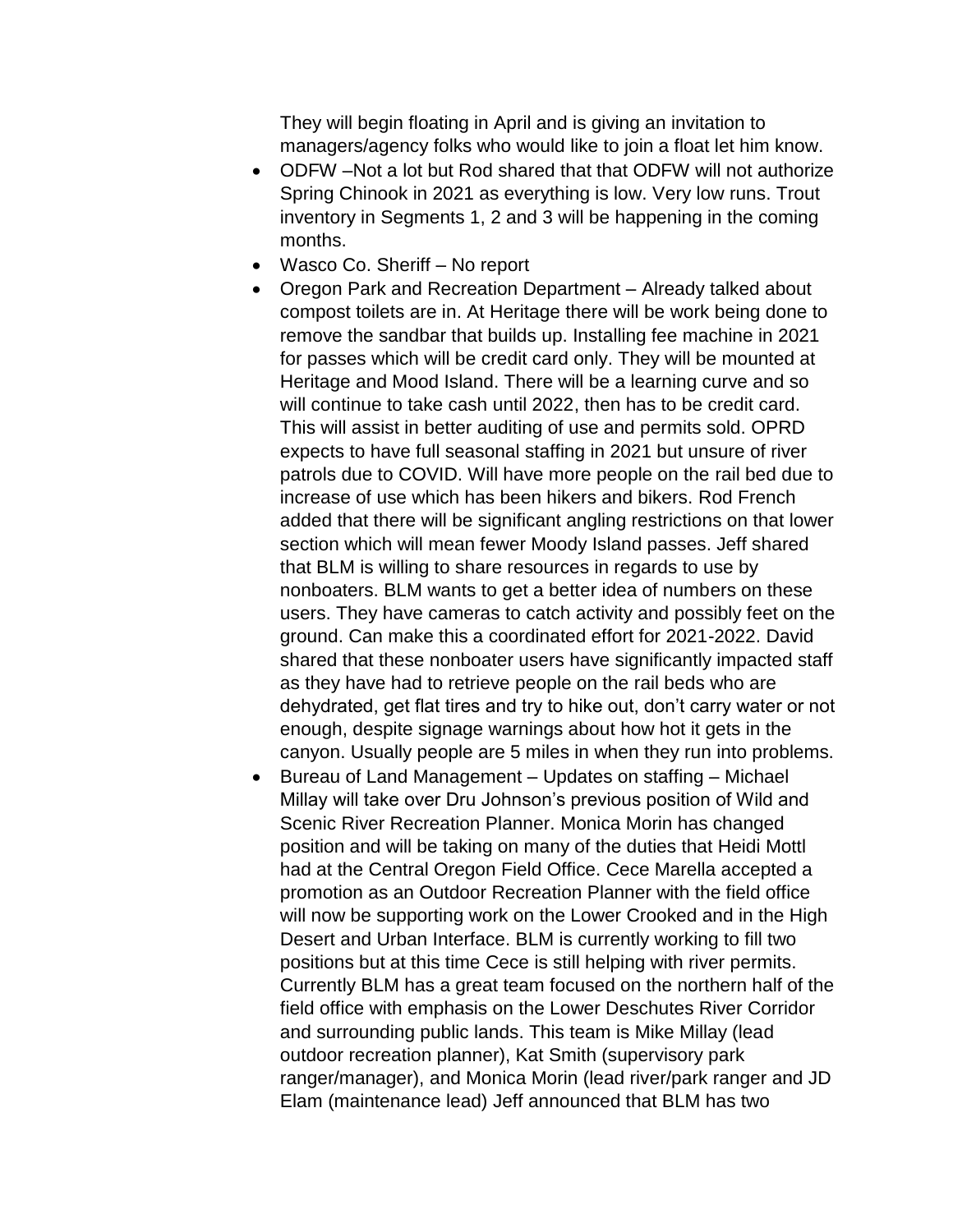They will begin floating in April and is giving an invitation to managers/agency folks who would like to join a float let him know.

- ODFW –Not a lot but Rod shared that that ODFW will not authorize Spring Chinook in 2021 as everything is low. Very low runs. Trout inventory in Segments 1, 2 and 3 will be happening in the coming months.
- Wasco Co. Sheriff – No report
- Oregon Park and Recreation Department – Already talked about compost toilets are in. At Heritage there will be work being done to remove the sandbar that builds up. Installing fee machine in 2021 for passes which will be credit card only. They will be mounted at Heritage and Mood Island. There will be a learning curve and so will continue to take cash until 2022, then has to be credit card. This will assist in better auditing of use and permits sold. OPRD expects to have full seasonal staffing in 2021 but unsure of river patrols due to COVID. Will have more people on the rail bed due to increase of use which has been hikers and bikers. Rod French added that there will be significant angling restrictions on that lower section which will mean fewer Moody Island passes. Jeff shared that BLM is willing to share resources in regards to use by nonboaters. BLM wants to get a better idea of numbers on these users. They have cameras to catch activity and possibly feet on the ground. Can make this a coordinated effort for 2021-2022. David shared that these nonboater users have significantly impacted staff as they have had to retrieve people on the rail beds who are dehydrated, get flat tires and try to hike out, don't carry water or not enough, despite signage warnings about how hot it gets in the canyon. Usually people are 5 miles in when they run into problems.
- Bureau of Land Management – Updates on staffing – Michael Millay will take over Dru Johnson's previous position of Wild and Scenic River Recreation Planner. Monica Morin has changed position and will be taking on many of the duties that Heidi Mottl had at the Central Oregon Field Office. Cece Marella accepted a promotion as an Outdoor Recreation Planner with the field office will now be supporting work on the Lower Crooked and in the High Desert and Urban Interface. BLM is currently working to fill two positions but at this time Cece is still helping with river permits. Currently BLM has a great team focused on the northern half of the field office with emphasis on the Lower Deschutes River Corridor and surrounding public lands. This team is Mike Millay (lead outdoor recreation planner), Kat Smith (supervisory park ranger/manager), and Monica Morin (lead river/park ranger and JD Elam (maintenance lead) Jeff announced that BLM has two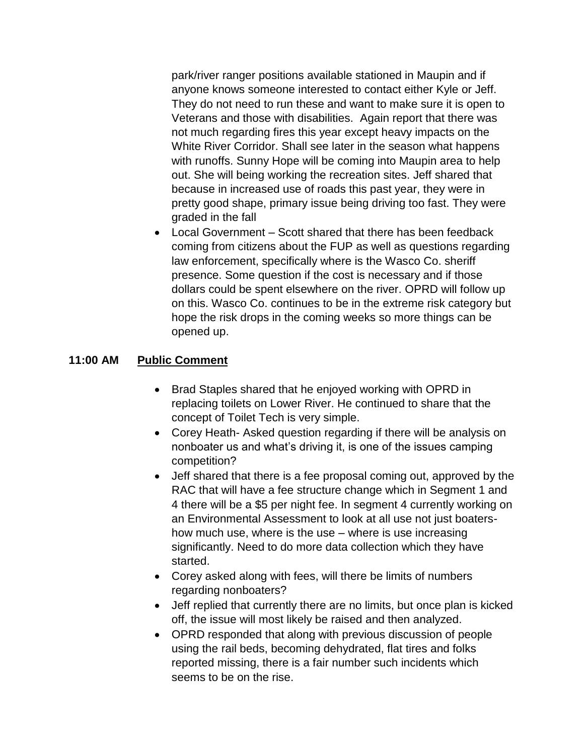park/river ranger positions available stationed in Maupin and if anyone knows someone interested to contact either Kyle or Jeff. They do not need to run these and want to make sure it is open to Veterans and those with disabilities. Again report that there was not much regarding fires this year except heavy impacts on the White River Corridor. Shall see later in the season what happens with runoffs. Sunny Hope will be coming into Maupin area to help out. She will being working the recreation sites. Jeff shared that because in increased use of roads this past year, they were in pretty good shape, primary issue being driving too fast. They were graded in the fall

- Local Government – Scott shared that there has been feedback coming from citizens about the FUP as well as questions regarding law enforcement, specifically where is the Wasco Co. sheriff presence. Some question if the cost is necessary and if those dollars could be spent elsewhere on the river. OPRD will follow up on this. Wasco Co. continues to be in the extreme risk category but hope the risk drops in the coming weeks so more things can be opened up.

**11:00 AM** **Public Comment**

- Brad Staples shared that he enjoyed working with OPRD in replacing toilets on Lower River. He continued to share that the concept of Toilet Tech is very simple.
- Corey Heath- Asked question regarding if there will be analysis on nonboater us and what's driving it, is one of the issues camping competition?
- Jeff shared that there is a fee proposal coming out, approved by the RAC that will have a fee structure change which in Segment 1 and 4 there will be a $5 per night fee. In segment 4 currently working on an Environmental Assessment to look at all use not just boaters- how much use, where is the use – where is use increasing significantly. Need to do more data collection which they have started.
- Corey asked along with fees, will there be limits of numbers regarding nonboaters?
- Jeff replied that currently there are no limits, but once plan is kicked off, the issue will most likely be raised and then analyzed.
- OPRD responded that along with previous discussion of people using the rail beds, becoming dehydrated, flat tires and folks reported missing, there is a fair number such incidents which seems to be on the rise.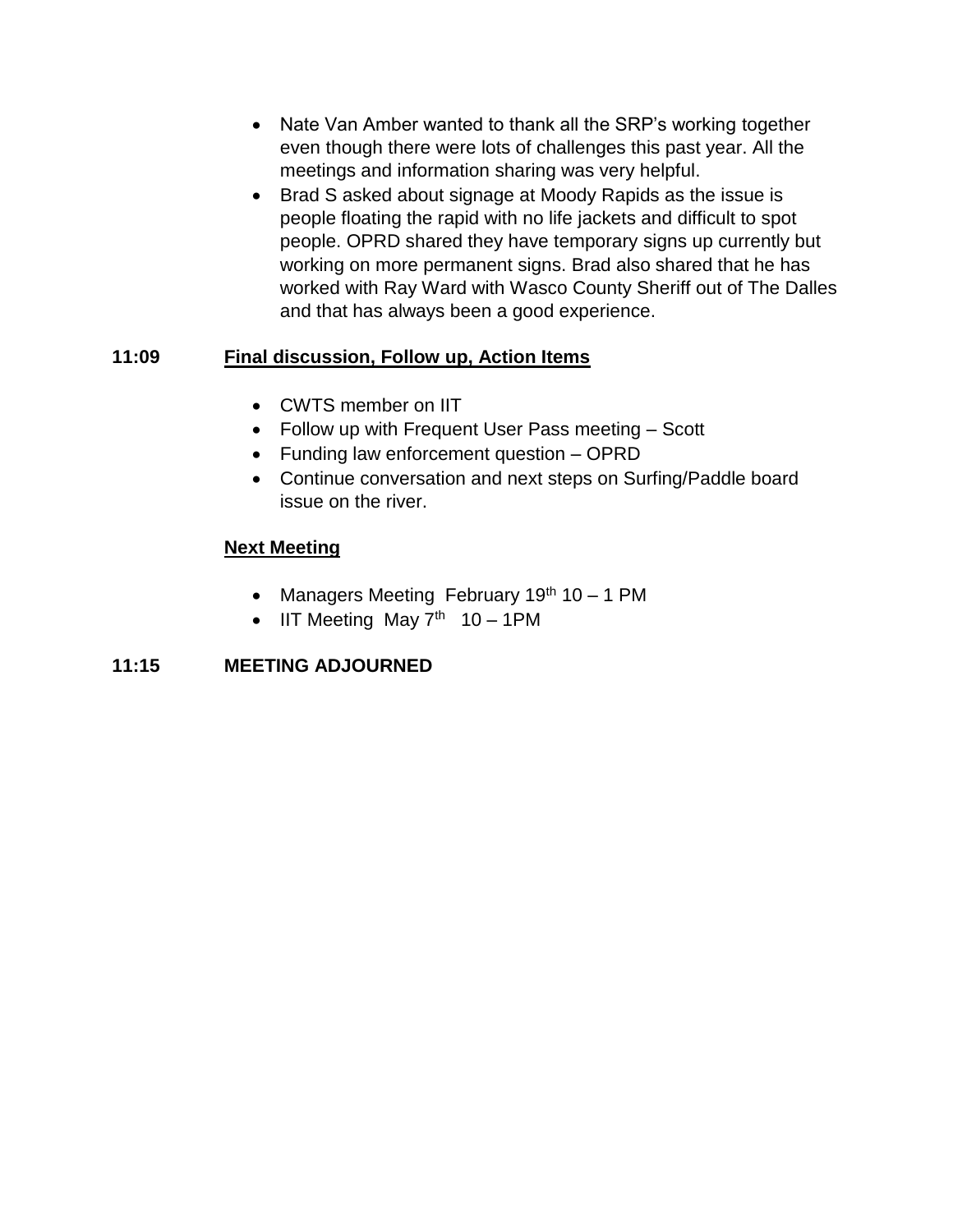- Nate Van Amber wanted to thank all the SRP's working together even though there were lots of challenges this past year. All the meetings and information sharing was very helpful.
- Brad S asked about signage at Moody Rapids as the issue is people floating the rapid with no life jackets and difficult to spot people. OPRD shared they have temporary signs up currently but working on more permanent signs. Brad also shared that he has worked with Ray Ward with Wasco County Sheriff out of The Dalles and that has always been a good experience.

**11:09** **<u>Final discussion, Follow up, Action Items</u>**

- CWTS member on IIT
- Follow up with Frequent User Pass meeting – Scott
- Funding law enforcement question – OPRD
- Continue conversation and next steps on Surfing/Paddle board issue on the river.

**<u>Next Meeting</u>**

- Managers Meeting February 19th 10 – 1 PM
- IIT Meeting May 7th 10 – 1PM

**11:15** **MEETING ADJOURNED**